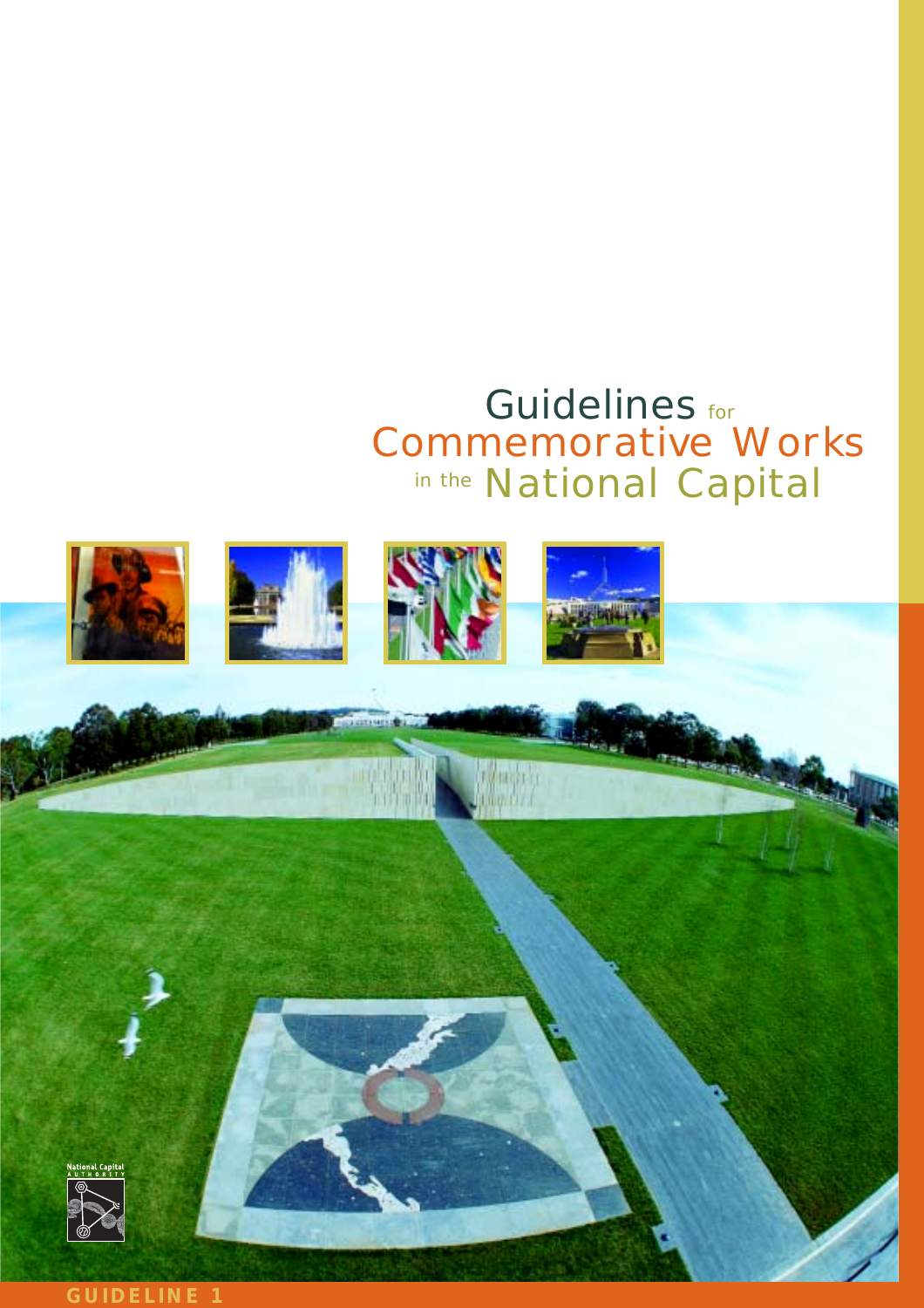# Guidelines for Commemorative Works in the National Capital

National Capital AUTHORITY

GUIDELINE 1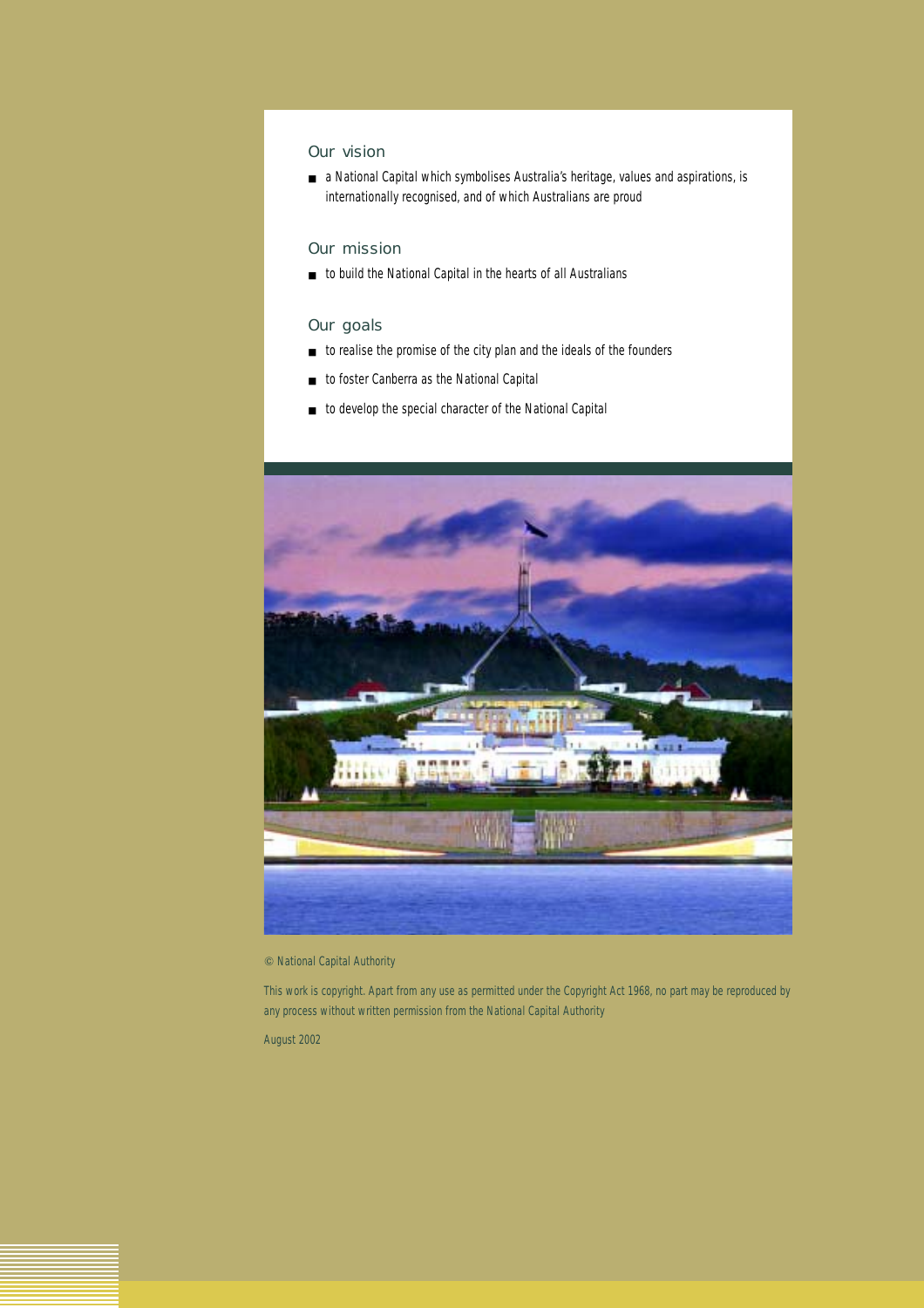## Our vision

- a National Capital which symbolises Australia's heritage, values and aspirations, is internationally recognised, and of which Australians are proud

## Our mission

- to build the National Capital in the hearts of all Australians

## Our goals

- to realise the promise of the city plan and the ideals of the founders
- to foster Canberra as the National Capital
- to develop the special character of the National Capital

© National Capital Authority

This work is copyright. Apart from any use as permitted under the Copyright Act 1968, no part may be reproduced by any process without written permission from the National Capital Authority

August 2002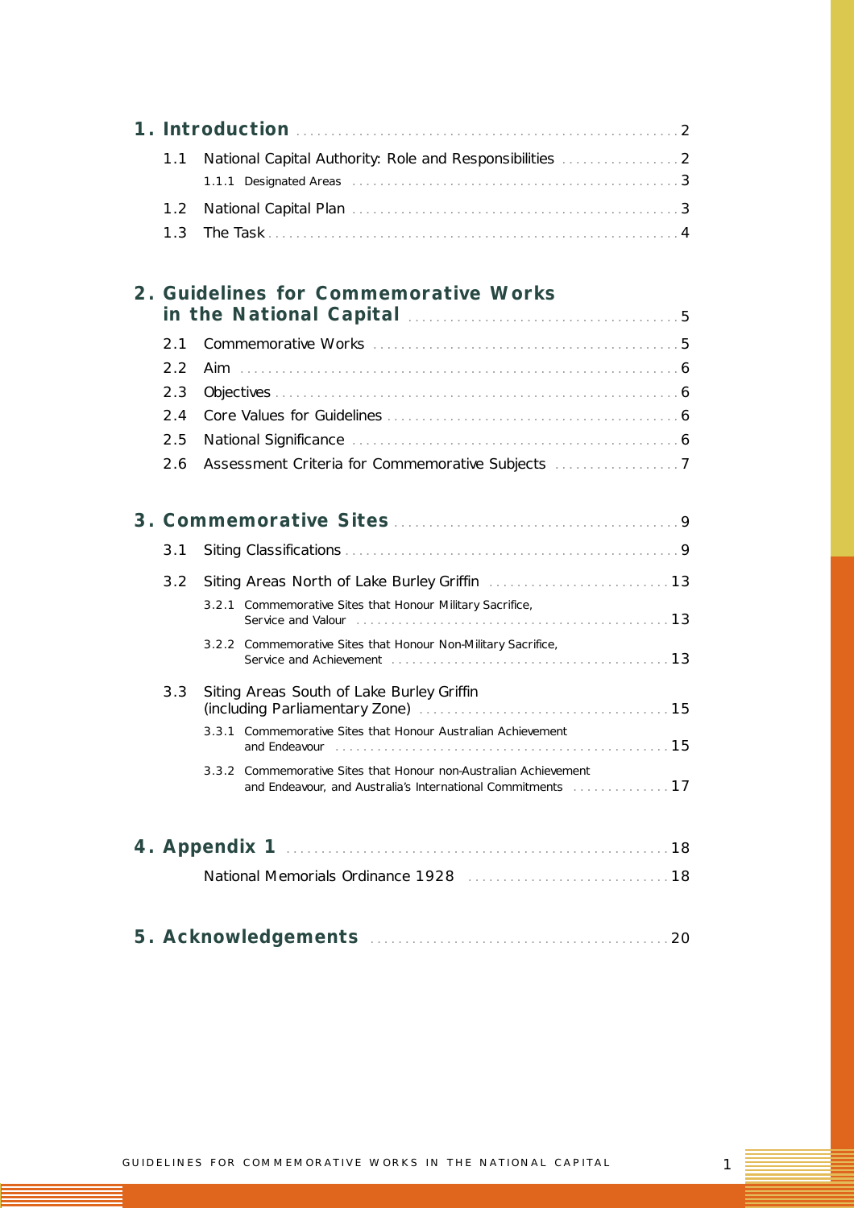- **1. Introduction** ..... 2
  - 1.1 National Capital Authority: Role and Responsibilities ..... 2
    - 1.1.1 Designated Areas ..... 3
  - 1.2 National Capital Plan ..... 3
  - 1.3 The Task ..... 4
- **2. Guidelines for Commemorative Works in the National Capital** ..... 5
  - 2.1 Commemorative Works ..... 5
  - 2.2 Aim ..... 6
  - 2.3 Objectives ..... 6
  - 2.4 Core Values for Guidelines ..... 6
  - 2.5 National Significance ..... 6
  - 2.6 Assessment Criteria for Commemorative Subjects ..... 7
- **3. Commemorative Sites** ..... 9
  - 3.1 Siting Classifications ..... 9
  - 3.2 Siting Areas North of Lake Burley Griffin ..... 13
    - 3.2.1 Commemorative Sites that Honour Military Sacrifice, Service and Valour ..... 13
    - 3.2.2 Commemorative Sites that Honour Non-Military Sacrifice, Service and Achievement ..... 13
  - 3.3 Siting Areas South of Lake Burley Griffin (including Parliamentary Zone) ..... 15
    - 3.3.1 Commemorative Sites that Honour Australian Achievement and Endeavour ..... 15
    - 3.3.2 Commemorative Sites that Honour non-Australian Achievement and Endeavour, and Australia's International Commitments ..... 17
- **4. Appendix 1** ..... 18
  - National Memorials Ordinance 1928 ..... 18
- **5. Acknowledgements** ..... 20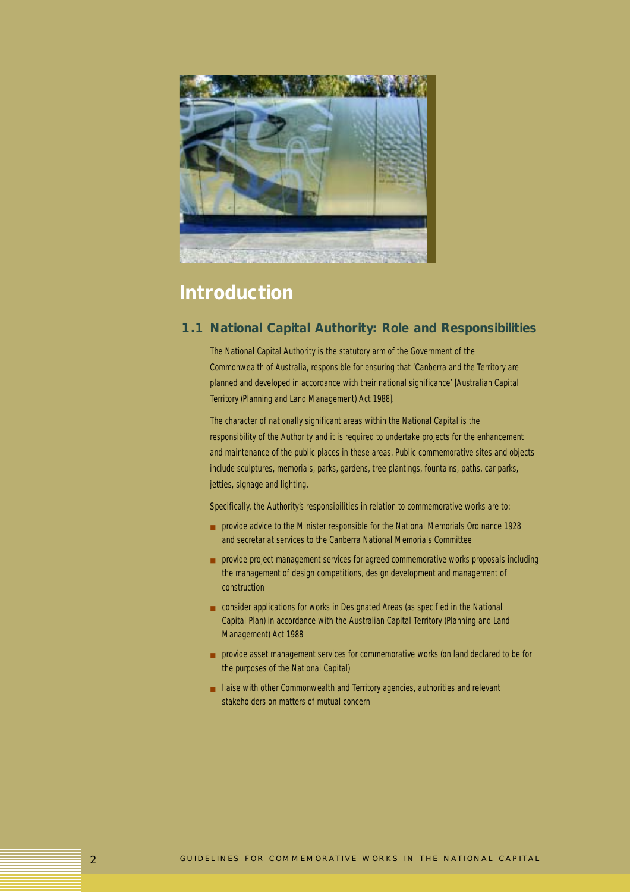# Introduction

## 1.1 National Capital Authority: Role and Responsibilities

The National Capital Authority is the statutory arm of the Government of the Commonwealth of Australia, responsible for ensuring that 'Canberra and the Territory are planned and developed in accordance with their national significance' [Australian Capital Territory (Planning and Land Management) Act 1988].

The character of nationally significant areas within the National Capital is the responsibility of the Authority and it is required to undertake projects for the enhancement and maintenance of the public places in these areas. Public commemorative sites and objects include sculptures, memorials, parks, gardens, tree plantings, fountains, paths, car parks, jetties, signage and lighting.

Specifically, the Authority's responsibilities in relation to commemorative works are to:

- provide advice to the Minister responsible for the National Memorials Ordinance 1928 and secretariat services to the Canberra National Memorials Committee
- provide project management services for agreed commemorative works proposals including the management of design competitions, design development and management of construction
- consider applications for works in Designated Areas (as specified in the National Capital Plan) in accordance with the Australian Capital Territory (Planning and Land Management) Act 1988
- provide asset management services for commemorative works (on land declared to be for the purposes of the National Capital)
- liaise with other Commonwealth and Territory agencies, authorities and relevant stakeholders on matters of mutual concern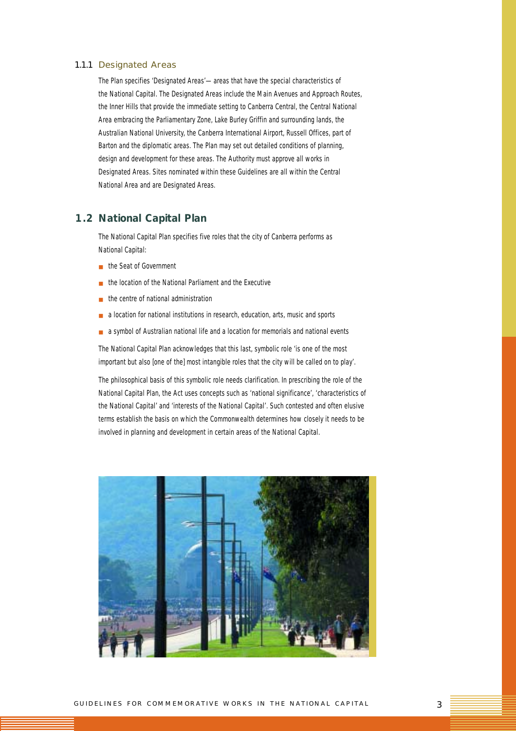### 1.1.1 Designated Areas

The Plan specifies 'Designated Areas'— areas that have the special characteristics of the National Capital. The Designated Areas include the Main Avenues and Approach Routes, the Inner Hills that provide the immediate setting to Canberra Central, the Central National Area embracing the Parliamentary Zone, Lake Burley Griffin and surrounding lands, the Australian National University, the Canberra International Airport, Russell Offices, part of Barton and the diplomatic areas. The Plan may set out detailed conditions of planning, design and development for these areas. The Authority must approve all works in Designated Areas. Sites nominated within these Guidelines are all within the Central National Area and are Designated Areas.

## 1.2 National Capital Plan

The National Capital Plan specifies five roles that the city of Canberra performs as National Capital:

- the Seat of Government
- the location of the National Parliament and the Executive
- the centre of national administration
- a location for national institutions in research, education, arts, music and sports
- a symbol of Australian national life and a location for memorials and national events

The National Capital Plan acknowledges that this last, symbolic role 'is one of the most important but also [one of the] most intangible roles that the city will be called on to play'.

The philosophical basis of this symbolic role needs clarification. In prescribing the role of the National Capital Plan, the Act uses concepts such as 'national significance', 'characteristics of the National Capital' and 'interests of the National Capital'. Such contested and often elusive terms establish the basis on which the Commonwealth determines how closely it needs to be involved in planning and development in certain areas of the National Capital.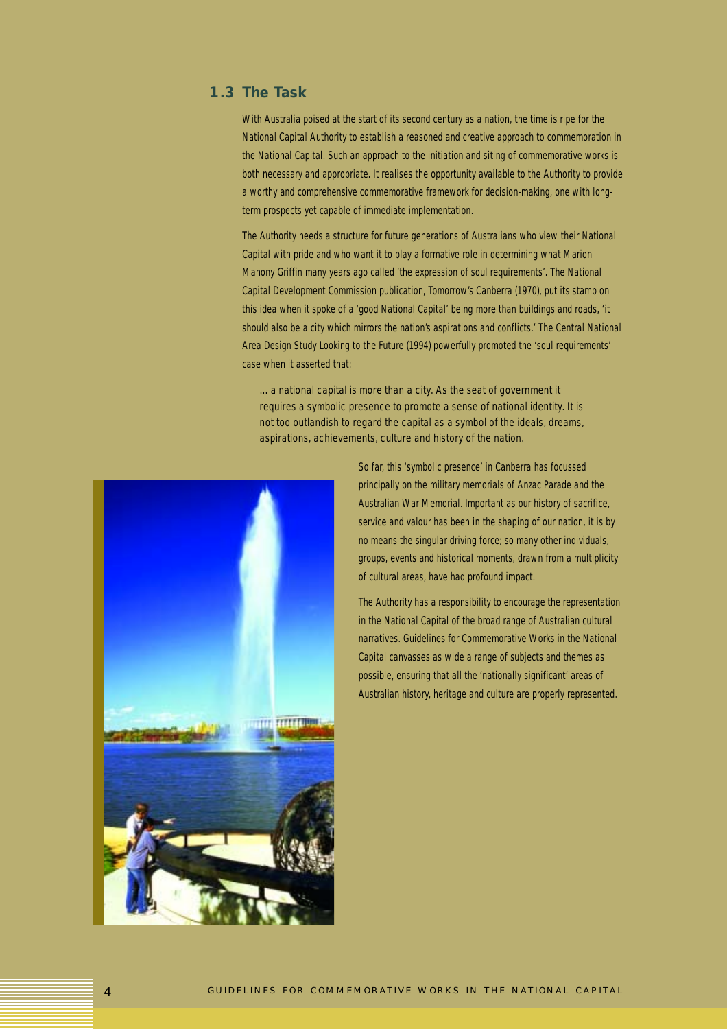## 1.3 The Task

With Australia poised at the start of its second century as a nation, the time is ripe for the National Capital Authority to establish a reasoned and creative approach to commemoration in the National Capital. Such an approach to the initiation and siting of commemorative works is both necessary and appropriate. It realises the opportunity available to the Authority to provide a worthy and comprehensive commemorative framework for decision-making, one with long-term prospects yet capable of immediate implementation.

The Authority needs a structure for future generations of Australians who view their National Capital with pride and who want it to play a formative role in determining what Marion Mahony Griffin many years ago called 'the expression of soul requirements'. The National Capital Development Commission publication, Tomorrow's Canberra (1970), put its stamp on this idea when it spoke of a 'good National Capital' being more than buildings and roads, 'it should also be a city which mirrors the nation's aspirations and conflicts.' The Central National Area Design Study Looking to the Future (1994) powerfully promoted the 'soul requirements' case when it asserted that:

> ... a national capital is more than a city. As the seat of government it requires a symbolic presence to promote a sense of national identity. It is not too outlandish to regard the capital as a symbol of the ideals, dreams, aspirations, achievements, culture and history of the nation.

So far, this 'symbolic presence' in Canberra has focussed principally on the military memorials of Anzac Parade and the Australian War Memorial. Important as our history of sacrifice, service and valour has been in the shaping of our nation, it is by no means the singular driving force; so many other individuals, groups, events and historical moments, drawn from a multiplicity of cultural areas, have had profound impact.

The Authority has a responsibility to encourage the representation in the National Capital of the broad range of Australian cultural narratives. Guidelines for Commemorative Works in the National Capital canvasses as wide a range of subjects and themes as possible, ensuring that all the 'nationally significant' areas of Australian history, heritage and culture are properly represented.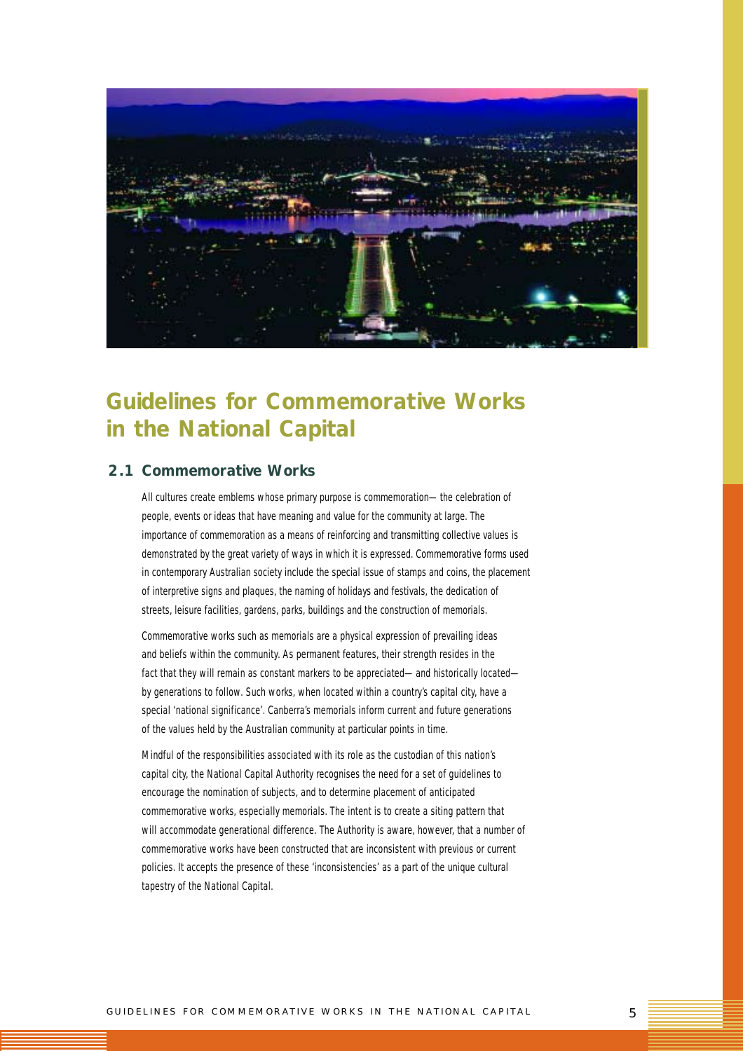# Guidelines for Commemorative Works in the National Capital

## 2.1 Commemorative Works

All cultures create emblems whose primary purpose is commemoration— the celebration of people, events or ideas that have meaning and value for the community at large. The importance of commemoration as a means of reinforcing and transmitting collective values is demonstrated by the great variety of ways in which it is expressed. Commemorative forms used in contemporary Australian society include the special issue of stamps and coins, the placement of interpretive signs and plaques, the naming of holidays and festivals, the dedication of streets, leisure facilities, gardens, parks, buildings and the construction of memorials.

Commemorative works such as memorials are a physical expression of prevailing ideas and beliefs within the community. As permanent features, their strength resides in the fact that they will remain as constant markers to be appreciated— and historically located— by generations to follow. Such works, when located within a country's capital city, have a special 'national significance'. Canberra's memorials inform current and future generations of the values held by the Australian community at particular points in time.

Mindful of the responsibilities associated with its role as the custodian of this nation's capital city, the National Capital Authority recognises the need for a set of guidelines to encourage the nomination of subjects, and to determine placement of anticipated commemorative works, especially memorials. The intent is to create a siting pattern that will accommodate generational difference. The Authority is aware, however, that a number of commemorative works have been constructed that are inconsistent with previous or current policies. It accepts the presence of these 'inconsistencies' as a part of the unique cultural tapestry of the National Capital.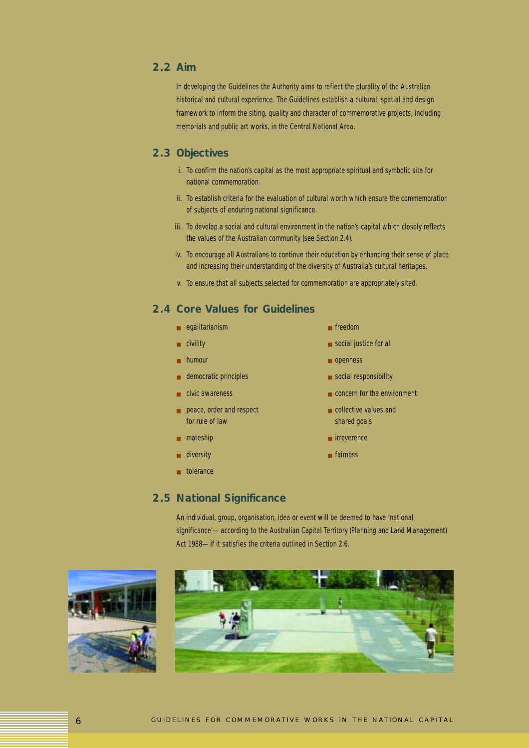## 2.2 Aim

In developing the Guidelines the Authority aims to reflect the plurality of the Australian historical and cultural experience. The Guidelines establish a cultural, spatial and design framework to inform the siting, quality and character of commemorative projects, including memorials and public art works, in the Central National Area.

## 2.3 Objectives

i. To confirm the nation's capital as the most appropriate spiritual and symbolic site for national commemoration.

ii. To establish criteria for the evaluation of cultural worth which ensure the commemoration of subjects of enduring national significance.

iii. To develop a social and cultural environment in the nation's capital which closely reflects the values of the Australian community (see Section 2.4).

iv. To encourage all Australians to continue their education by enhancing their sense of place and increasing their understanding of the diversity of Australia's cultural heritages.

v. To ensure that all subjects selected for commemoration are appropriately sited.

## 2.4 Core Values for Guidelines

- egalitarianism
- civility
- humour
- democratic principles
- civic awareness
- peace, order and respect for rule of law
- mateship
- diversity
- tolerance
- freedom
- social justice for all
- openness
- social responsibility
- concern for the environment
- collective values and shared goals
- irreverence
- fairness

## 2.5 National Significance

An individual, group, organisation, idea or event will be deemed to have 'national significance'— according to the Australian Capital Territory (Planning and Land Management) Act 1988— if it satisfies the criteria outlined in Section 2.6.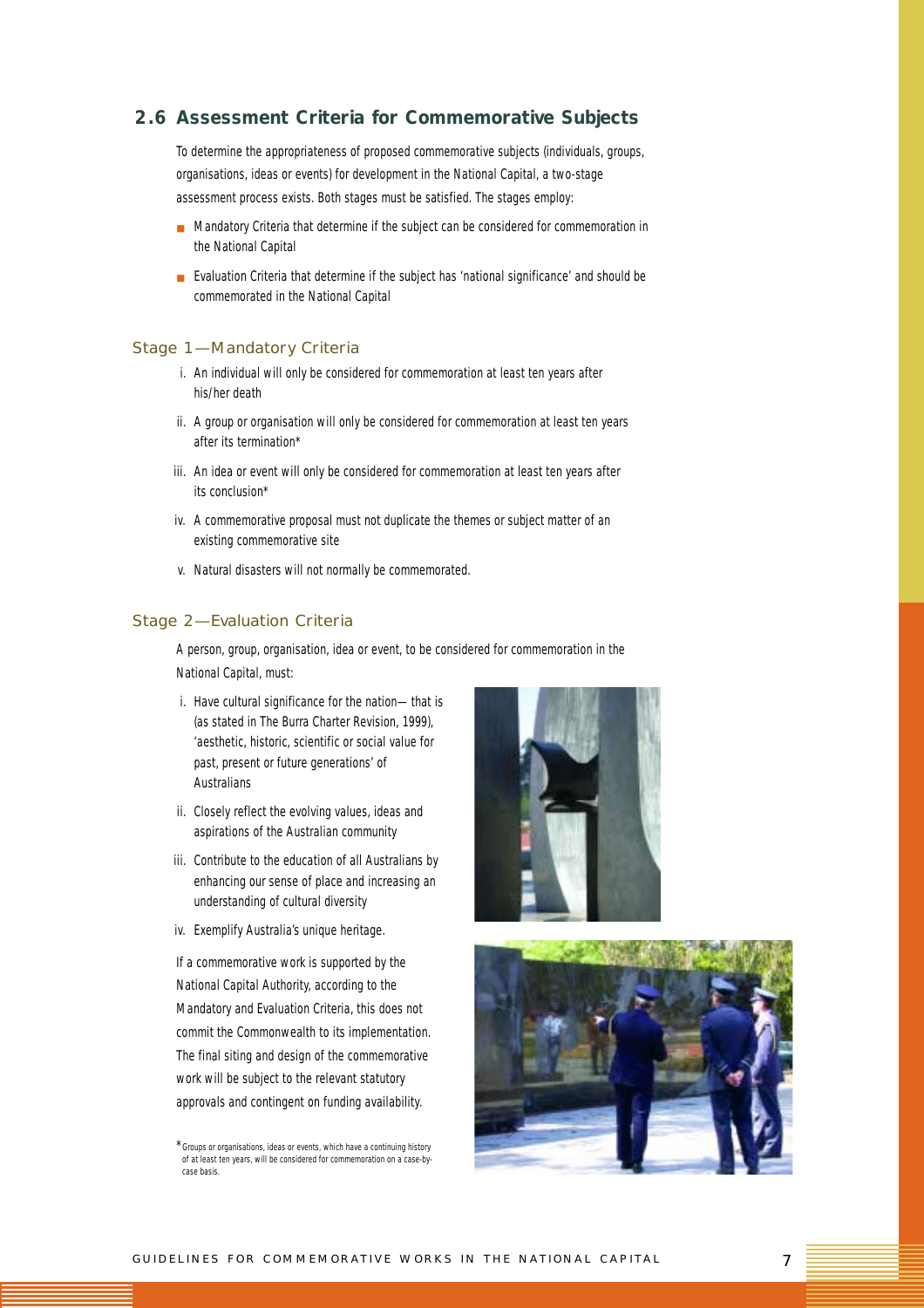## 2.6 Assessment Criteria for Commemorative Subjects

To determine the appropriateness of proposed commemorative subjects (individuals, groups, organisations, ideas or events) for development in the National Capital, a two-stage assessment process exists. Both stages must be satisfied. The stages employ:

- Mandatory Criteria that determine if the subject can be considered for commemoration in the National Capital
- Evaluation Criteria that determine if the subject has 'national significance' and should be commemorated in the National Capital

### Stage 1—Mandatory Criteria

i. An individual will only be considered for commemoration at least ten years after his/her death

ii. A group or organisation will only be considered for commemoration at least ten years after its termination*

iii. An idea or event will only be considered for commemoration at least ten years after its conclusion*

iv. A commemorative proposal must not duplicate the themes or subject matter of an existing commemorative site

v. Natural disasters will not normally be commemorated.

### Stage 2—Evaluation Criteria

A person, group, organisation, idea or event, to be considered for commemoration in the National Capital, must:

i. Have cultural significance for the nation— that is (as stated in The Burra Charter Revision, 1999), 'aesthetic, historic, scientific or social value for past, present or future generations' of Australians

ii. Closely reflect the evolving values, ideas and aspirations of the Australian community

iii. Contribute to the education of all Australians by enhancing our sense of place and increasing an understanding of cultural diversity

iv. Exemplify Australia's unique heritage.

If a commemorative work is supported by the National Capital Authority, according to the Mandatory and Evaluation Criteria, this does not commit the Commonwealth to its implementation. The final siting and design of the commemorative work will be subject to the relevant statutory approvals and contingent on funding availability.

*Groups or organisations, ideas or events, which have a continuing history of at least ten years, will be considered for commemoration on a case-by-case basis.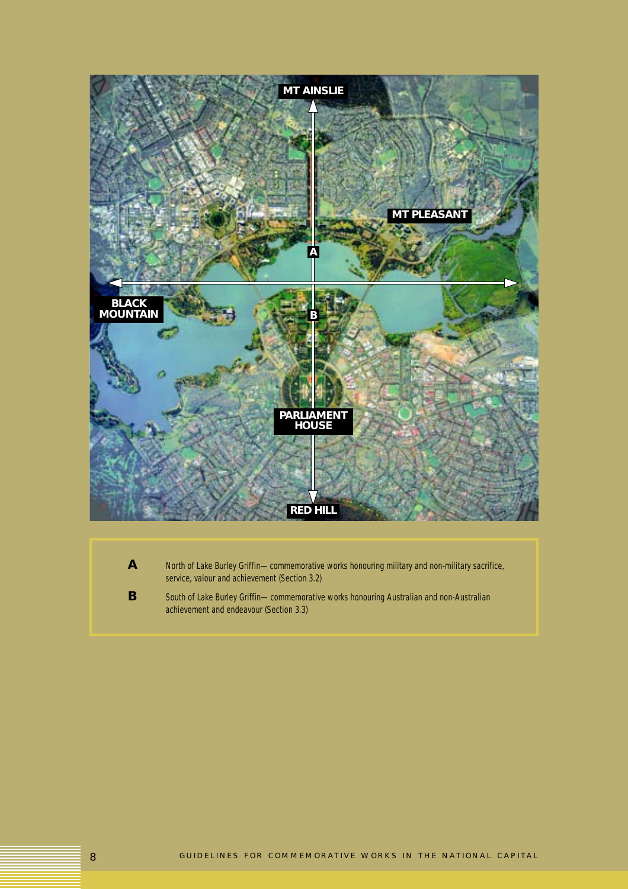MT AINSLIE

MT PLEASANT

BLACK MOUNTAIN

PARLIAMENT HOUSE

RED HILL

**A** North of Lake Burley Griffin— commemorative works honouring military and non-military sacrifice, service, valour and achievement (Section 3.2)

**B** South of Lake Burley Griffin— commemorative works honouring Australian and non-Australian achievement and endeavour (Section 3.3)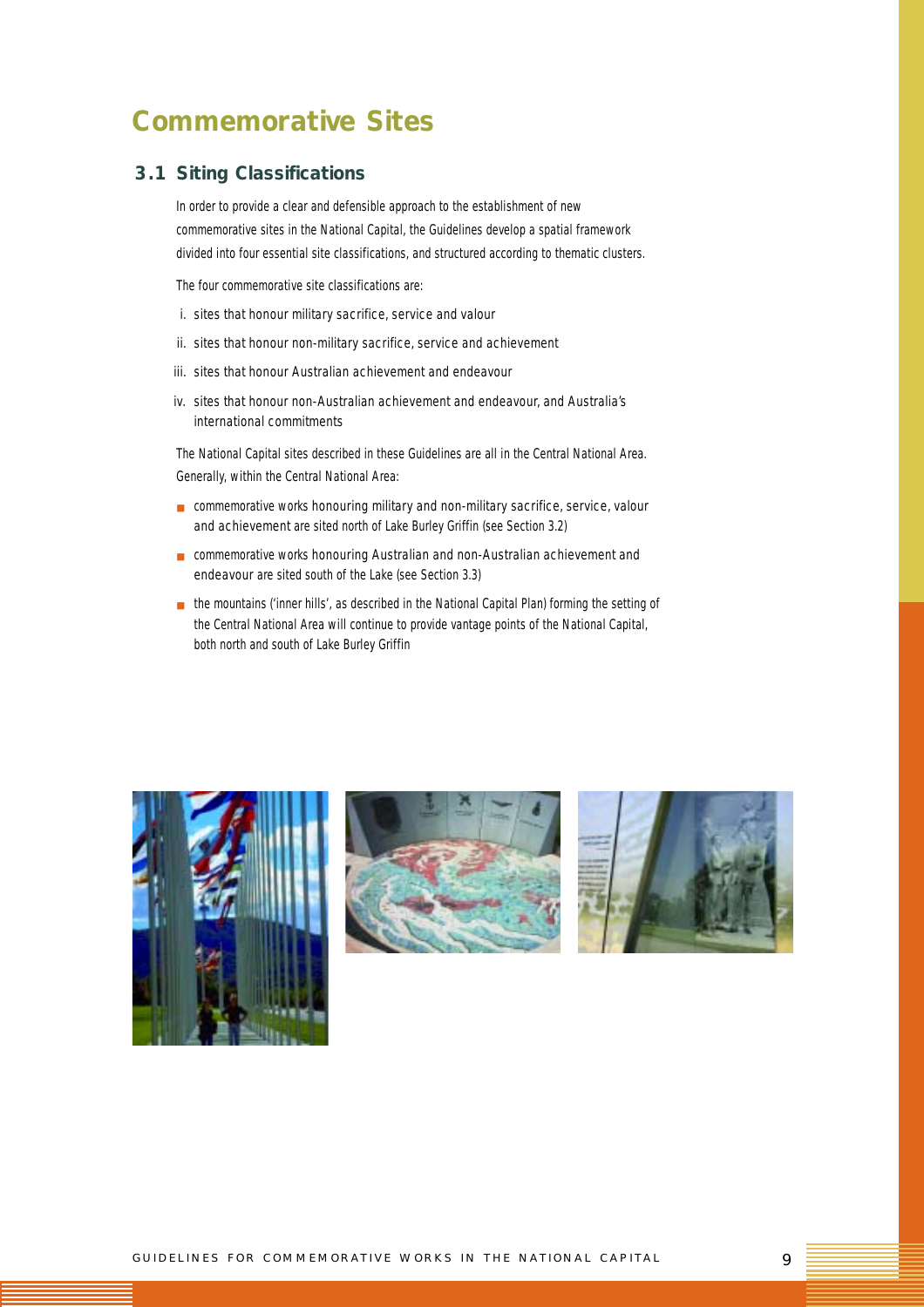# Commemorative Sites

## 3.1 Siting Classifications

In order to provide a clear and defensible approach to the establishment of new commemorative sites in the National Capital, the Guidelines develop a spatial framework divided into four essential site classifications, and structured according to thematic clusters.

The four commemorative site classifications are:

i. sites that honour military sacrifice, service and valour

ii. sites that honour non-military sacrifice, service and achievement

iii. sites that honour Australian achievement and endeavour

iv. sites that honour non-Australian achievement and endeavour, and Australia's international commitments

The National Capital sites described in these Guidelines are all in the Central National Area. Generally, within the Central National Area:

- commemorative works honouring military and non-military sacrifice, service, valour and achievement are sited north of Lake Burley Griffin (see Section 3.2)
- commemorative works honouring Australian and non-Australian achievement and endeavour are sited south of the Lake (see Section 3.3)
- the mountains ('inner hills', as described in the National Capital Plan) forming the setting of the Central National Area will continue to provide vantage points of the National Capital, both north and south of Lake Burley Griffin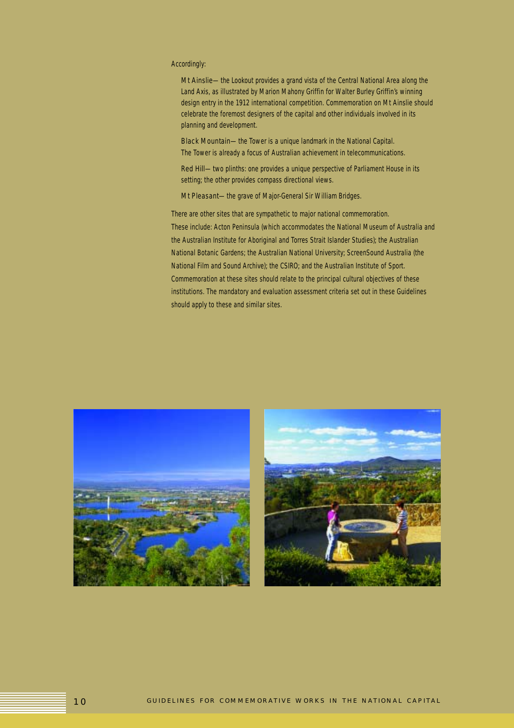Accordingly:

Mt Ainslie—the Lookout provides a grand vista of the Central National Area along the Land Axis, as illustrated by Marion Mahony Griffin for Walter Burley Griffin's winning design entry in the 1912 international competition. Commemoration on Mt Ainslie should celebrate the foremost designers of the capital and other individuals involved in its planning and development.

Black Mountain—the Tower is a unique landmark in the National Capital. The Tower is already a focus of Australian achievement in telecommunications.

Red Hill—two plinths: one provides a unique perspective of Parliament House in its setting; the other provides compass directional views.

Mt Pleasant—the grave of Major-General Sir William Bridges.

There are other sites that are sympathetic to major national commemoration. These include: Acton Peninsula (which accommodates the National Museum of Australia and the Australian Institute for Aboriginal and Torres Strait Islander Studies); the Australian National Botanic Gardens; the Australian National University; ScreenSound Australia (the National Film and Sound Archive); the CSIRO; and the Australian Institute of Sport. Commemoration at these sites should relate to the principal cultural objectives of these institutions. The mandatory and evaluation assessment criteria set out in these Guidelines should apply to these and similar sites.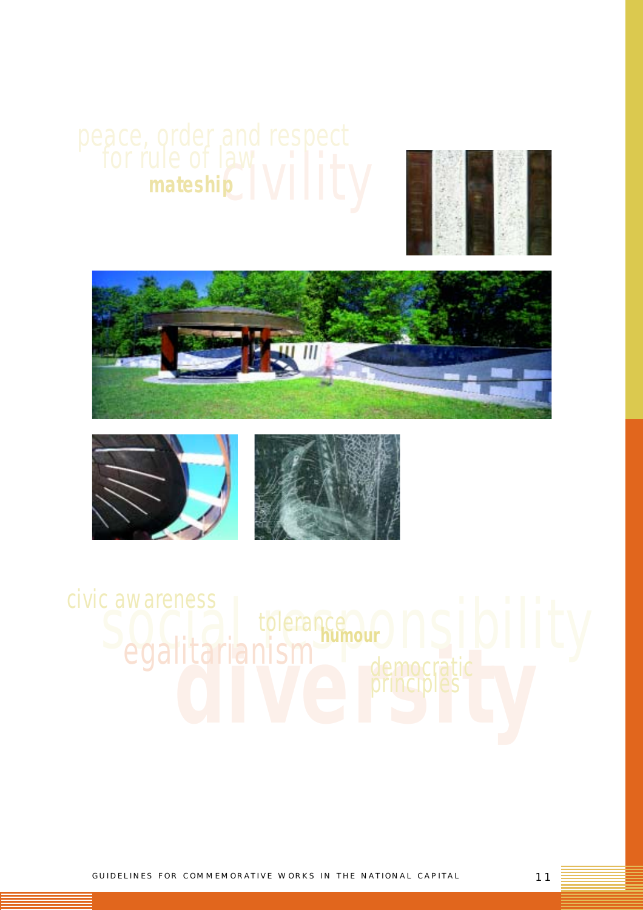peace, order and respect for rule of law

mateship

civility

civic awareness

social responsibility

tolerance

humour

egalitarianism

democratic principles

diversity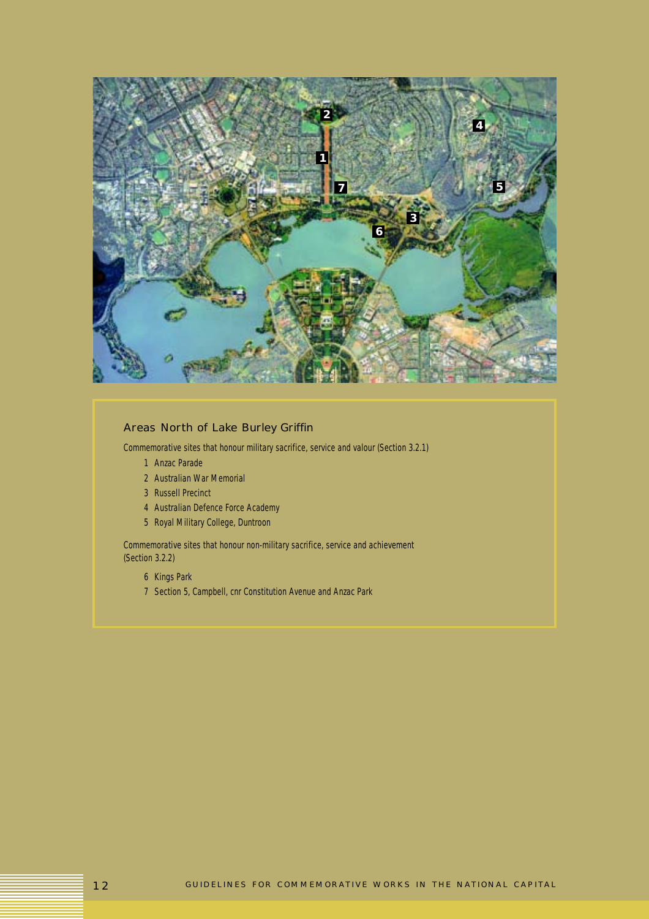## Areas North of Lake Burley Griffin

Commemorative sites that honour military sacrifice, service and valour (Section 3.2.1)

1. Anzac Parade
2. Australian War Memorial
3. Russell Precinct
4. Australian Defence Force Academy
5. Royal Military College, Duntroon

Commemorative sites that honour non-military sacrifice, service and achievement (Section 3.2.2)

6. Kings Park
7. Section 5, Campbell, cnr Constitution Avenue and Anzac Park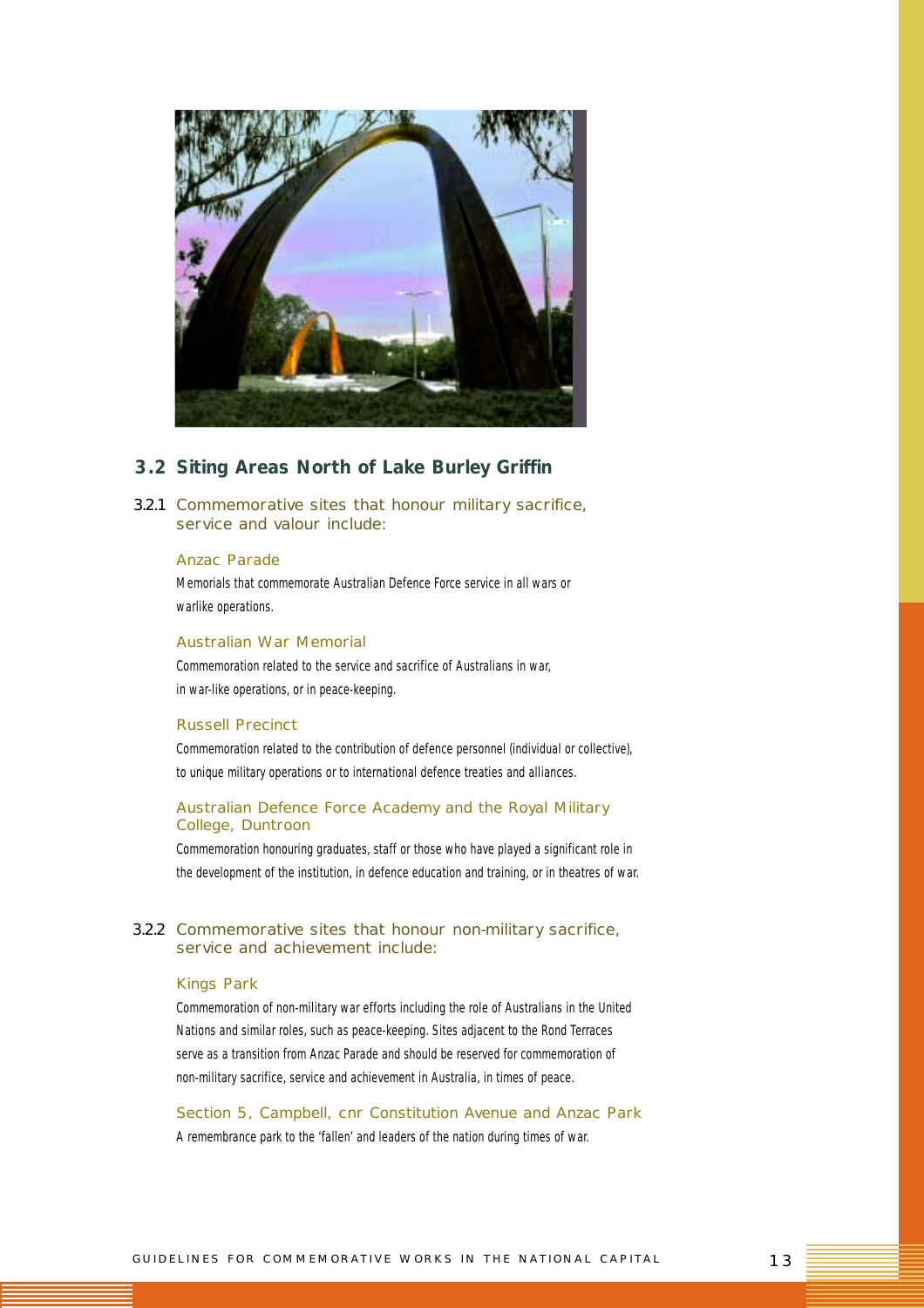## 3.2 Siting Areas North of Lake Burley Griffin

### 3.2.1 Commemorative sites that honour military sacrifice, service and valour include:

#### Anzac Parade

Memorials that commemorate Australian Defence Force service in all wars or warlike operations.

#### Australian War Memorial

Commemoration related to the service and sacrifice of Australians in war, in war-like operations, or in peace-keeping.

#### Russell Precinct

Commemoration related to the contribution of defence personnel (individual or collective), to unique military operations or to international defence treaties and alliances.

#### Australian Defence Force Academy and the Royal Military College, Duntroon

Commemoration honouring graduates, staff or those who have played a significant role in the development of the institution, in defence education and training, or in theatres of war.

### 3.2.2 Commemorative sites that honour non-military sacrifice, service and achievement include:

#### Kings Park

Commemoration of non-military war efforts including the role of Australians in the United Nations and similar roles, such as peace-keeping. Sites adjacent to the Rond Terraces serve as a transition from Anzac Parade and should be reserved for commemoration of non-military sacrifice, service and achievement in Australia, in times of peace.

#### Section 5, Campbell, cnr Constitution Avenue and Anzac Park

A remembrance park to the 'fallen' and leaders of the nation during times of war.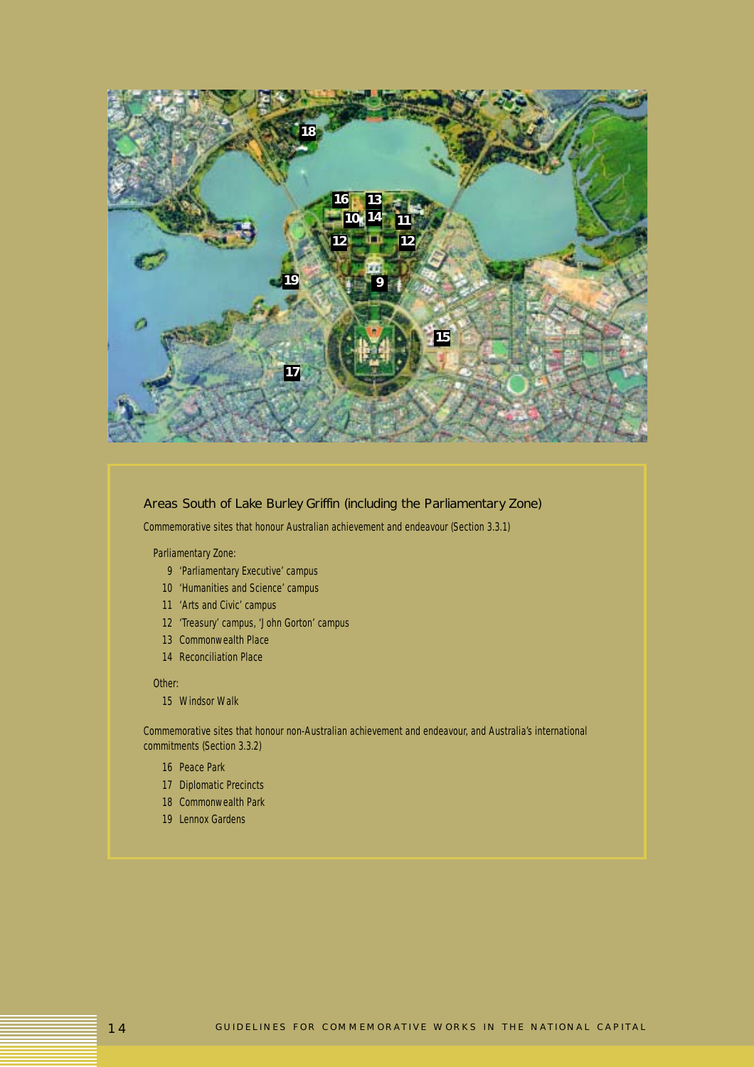## Areas South of Lake Burley Griffin (including the Parliamentary Zone)

*Commemorative sites that honour Australian achievement and endeavour (Section 3.3.1)*

Parliamentary Zone:

9 'Parliamentary Executive' campus
10 'Humanities and Science' campus
11 'Arts and Civic' campus
12 'Treasury' campus, 'John Gorton' campus
13 Commonwealth Place
14 Reconciliation Place

Other:

15 Windsor Walk

*Commemorative sites that honour non-Australian achievement and endeavour, and Australia's international commitments (Section 3.3.2)*

16 Peace Park
17 Diplomatic Precincts
18 Commonwealth Park
19 Lennox Gardens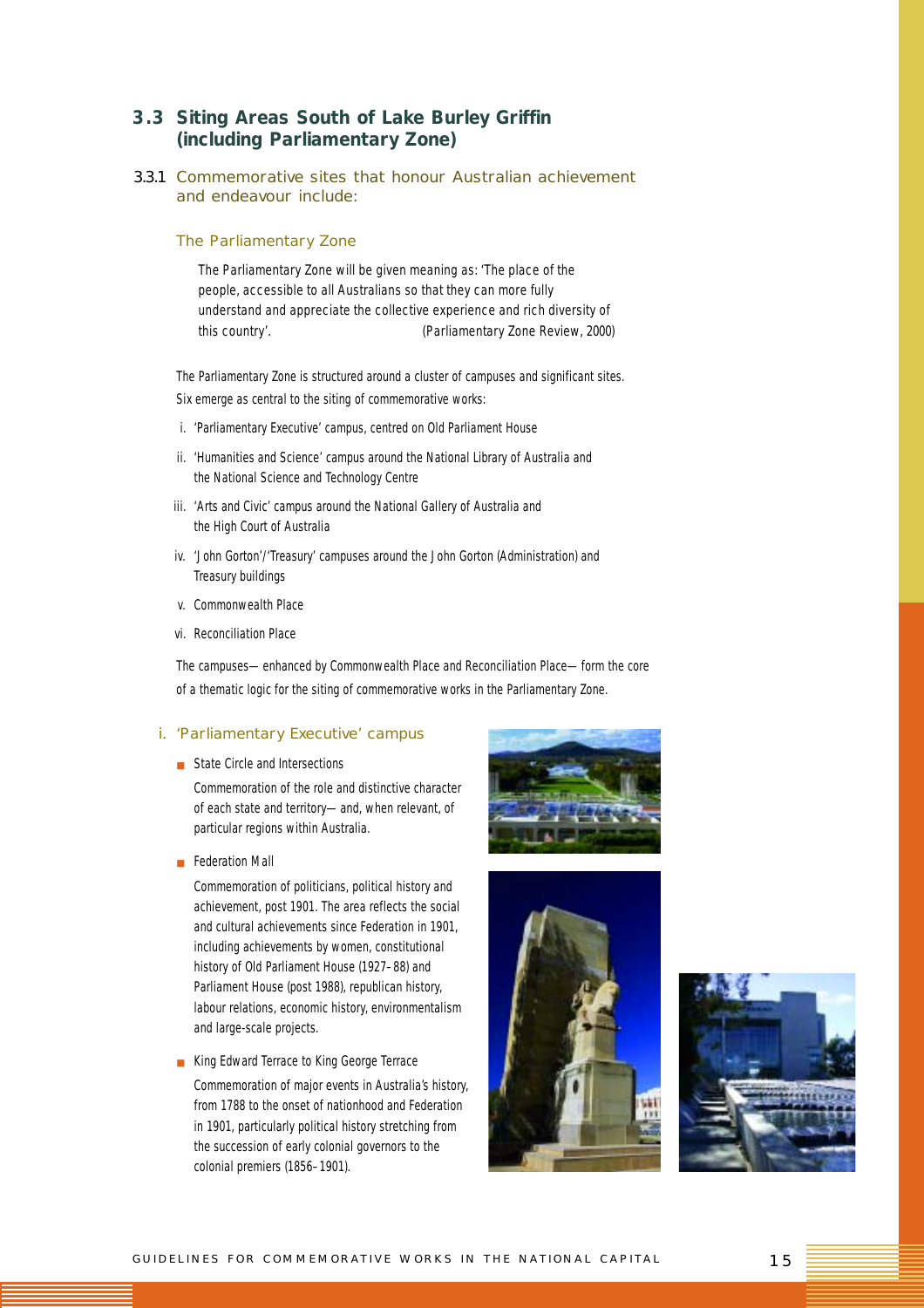## 3.3 Siting Areas South of Lake Burley Griffin (including Parliamentary Zone)

### 3.3.1 Commemorative sites that honour Australian achievement and endeavour include:

#### The Parliamentary Zone

> The Parliamentary Zone will be given meaning as: 'The place of the people, accessible to all Australians so that they can more fully understand and appreciate the collective experience and rich diversity of this country'. *(Parliamentary Zone Review, 2000)*

The Parliamentary Zone is structured around a cluster of campuses and significant sites. Six emerge as central to the siting of commemorative works:

i. 'Parliamentary Executive' campus, centred on Old Parliament House
ii. 'Humanities and Science' campus around the National Library of Australia and the National Science and Technology Centre
iii. 'Arts and Civic' campus around the National Gallery of Australia and the High Court of Australia
iv. 'John Gorton'/'Treasury' campuses around the John Gorton (Administration) and Treasury buildings
v. Commonwealth Place
vi. Reconciliation Place

The campuses—enhanced by Commonwealth Place and Reconciliation Place—form the core of a thematic logic for the siting of commemorative works in the Parliamentary Zone.

#### i. 'Parliamentary Executive' campus

- State Circle and Intersections

  Commemoration of the role and distinctive character of each state and territory—and, when relevant, of particular regions within Australia.

- Federation Mall

  Commemoration of politicians, political history and achievement, post 1901. The area reflects the social and cultural achievements since Federation in 1901, including achievements by women, constitutional history of Old Parliament House (1927–88) and Parliament House (post 1988), republican history, labour relations, economic history, environmentalism and large-scale projects.

- King Edward Terrace to King George Terrace

  Commemoration of major events in Australia's history, from 1788 to the onset of nationhood and Federation in 1901, particularly political history stretching from the succession of early colonial governors to the colonial premiers (1856–1901).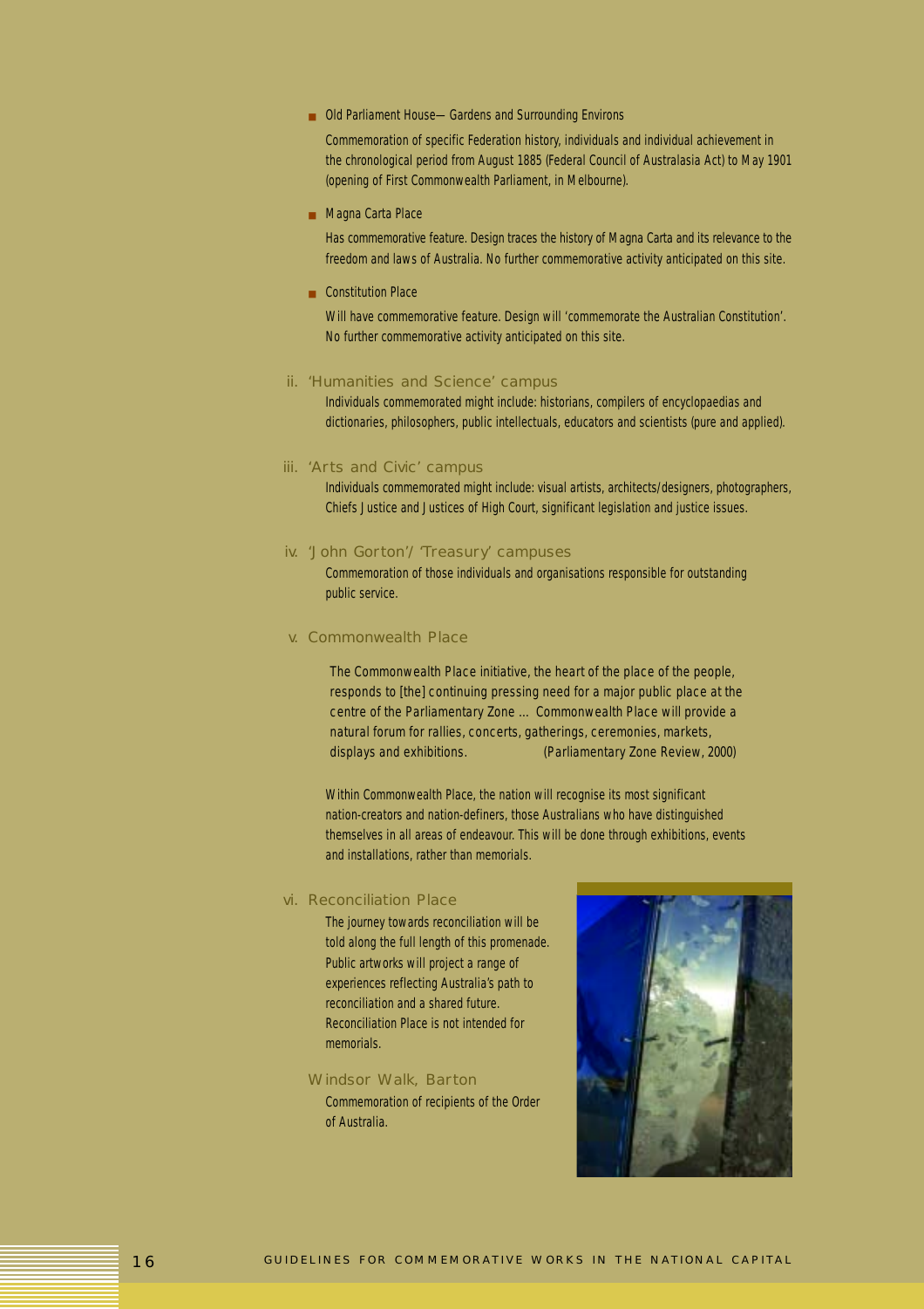- Old Parliament House— Gardens and Surrounding Environs

  Commemoration of specific Federation history, individuals and individual achievement in the chronological period from August 1885 (Federal Council of Australasia Act) to May 1901 (opening of First Commonwealth Parliament, in Melbourne).

- Magna Carta Place

  Has commemorative feature. Design traces the history of Magna Carta and its relevance to the freedom and laws of Australia. No further commemorative activity anticipated on this site.

- Constitution Place

  Will have commemorative feature. Design will 'commemorate the Australian Constitution'. No further commemorative activity anticipated on this site.

### ii. 'Humanities and Science' campus

Individuals commemorated might include: historians, compilers of encyclopaedias and dictionaries, philosophers, public intellectuals, educators and scientists (pure and applied).

### iii. 'Arts and Civic' campus

Individuals commemorated might include: visual artists, architects/designers, photographers, Chiefs Justice and Justices of High Court, significant legislation and justice issues.

### iv. 'John Gorton'/ 'Treasury' campuses

Commemoration of those individuals and organisations responsible for outstanding public service.

### v. Commonwealth Place

> The Commonwealth Place initiative, the heart of the place of the people, responds to [the] continuing pressing need for a major public place at the centre of the Parliamentary Zone ... Commonwealth Place will provide a natural forum for rallies, concerts, gatherings, ceremonies, markets, displays and exhibitions. (Parliamentary Zone Review, 2000)

Within Commonwealth Place, the nation will recognise its most significant nation-creators and nation-definers, those Australians who have distinguished themselves in all areas of endeavour. This will be done through exhibitions, events and installations, rather than memorials.

### vi. Reconciliation Place

The journey towards reconciliation will be told along the full length of this promenade. Public artworks will project a range of experiences reflecting Australia's path to reconciliation and a shared future. Reconciliation Place is not intended for memorials.

### Windsor Walk, Barton

Commemoration of recipients of the Order of Australia.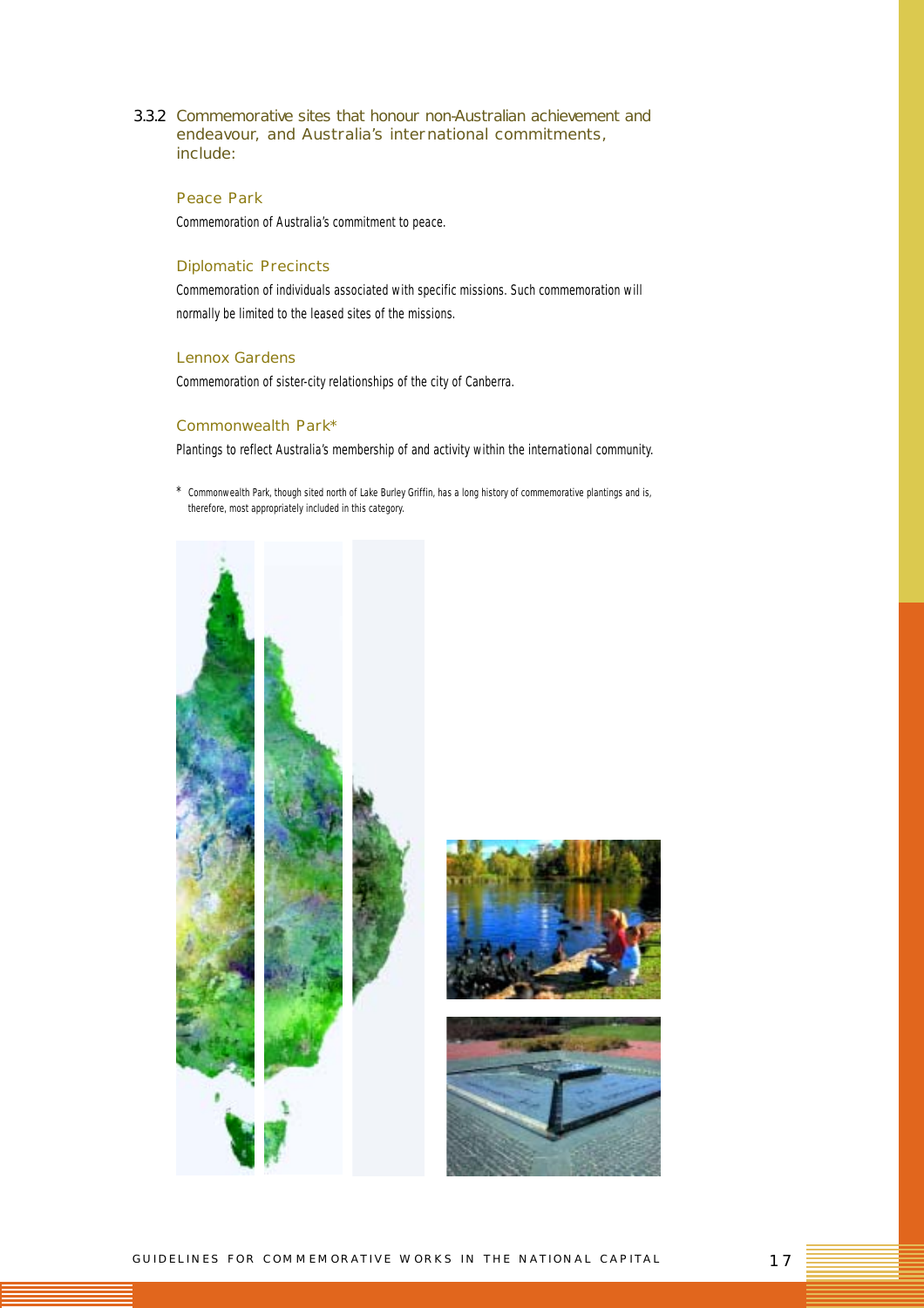### 3.3.2 Commemorative sites that honour non-Australian achievement and endeavour, and Australia's international commitments, include:

#### Peace Park

Commemoration of Australia's commitment to peace.

#### Diplomatic Precincts

Commemoration of individuals associated with specific missions. Such commemoration will normally be limited to the leased sites of the missions.

#### Lennox Gardens

Commemoration of sister-city relationships of the city of Canberra.

#### Commonwealth Park*

Plantings to reflect Australia's membership of and activity within the international community.

\* Commonwealth Park, though sited north of Lake Burley Griffin, has a long history of commemorative plantings and is, therefore, most appropriately included in this category.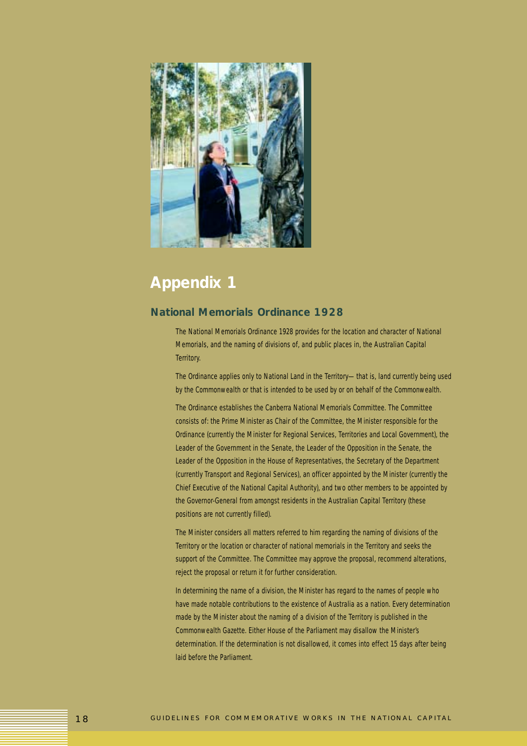# Appendix 1

## National Memorials Ordinance 1928

The National Memorials Ordinance 1928 provides for the location and character of National Memorials, and the naming of divisions of, and public places in, the Australian Capital Territory.

The Ordinance applies only to National Land in the Territory— that is, land currently being used by the Commonwealth or that is intended to be used by or on behalf of the Commonwealth.

The Ordinance establishes the Canberra National Memorials Committee. The Committee consists of: the Prime Minister as Chair of the Committee, the Minister responsible for the Ordinance (currently the Minister for Regional Services, Territories and Local Government), the Leader of the Government in the Senate, the Leader of the Opposition in the Senate, the Leader of the Opposition in the House of Representatives, the Secretary of the Department (currently Transport and Regional Services), an officer appointed by the Minister (currently the Chief Executive of the National Capital Authority), and two other members to be appointed by the Governor-General from amongst residents in the Australian Capital Territory (these positions are not currently filled).

The Minister considers all matters referred to him regarding the naming of divisions of the Territory or the location or character of national memorials in the Territory and seeks the support of the Committee. The Committee may approve the proposal, recommend alterations, reject the proposal or return it for further consideration.

In determining the name of a division, the Minister has regard to the names of people who have made notable contributions to the existence of Australia as a nation. Every determination made by the Minister about the naming of a division of the Territory is published in the Commonwealth Gazette. Either House of the Parliament may disallow the Minister's determination. If the determination is not disallowed, it comes into effect 15 days after being laid before the Parliament.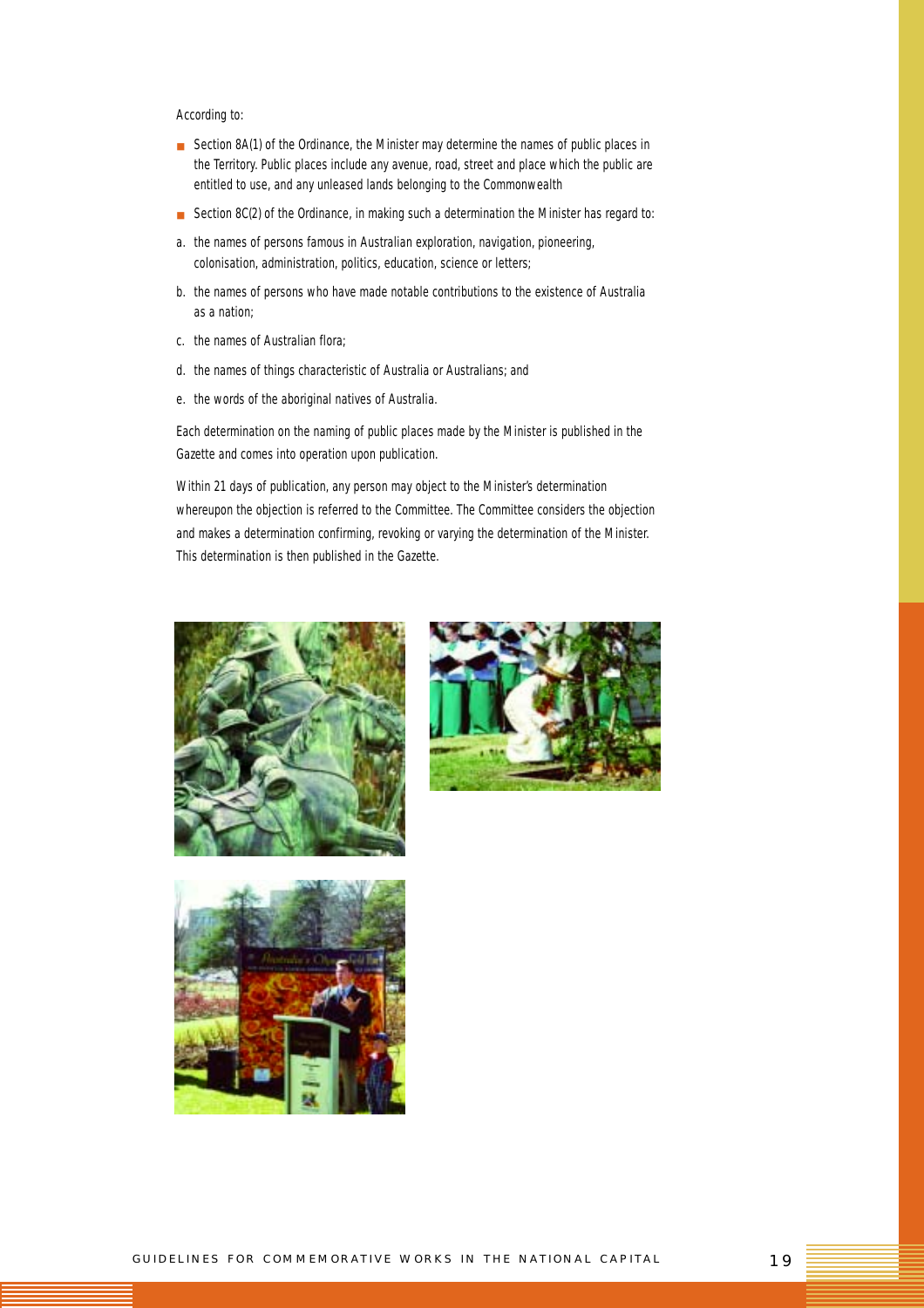According to:

- Section 8A(1) of the Ordinance, the Minister may determine the names of public places in the Territory. Public places include any avenue, road, street and place which the public are entitled to use, and any unleased lands belonging to the Commonwealth
- Section 8C(2) of the Ordinance, in making such a determination the Minister has regard to:

a. the names of persons famous in Australian exploration, navigation, pioneering, colonisation, administration, politics, education, science or letters;

b. the names of persons who have made notable contributions to the existence of Australia as a nation;

c. the names of Australian flora;

d. the names of things characteristic of Australia or Australians; and

e. the words of the aboriginal natives of Australia.

Each determination on the naming of public places made by the Minister is published in the Gazette and comes into operation upon publication.

Within 21 days of publication, any person may object to the Minister's determination whereupon the objection is referred to the Committee. The Committee considers the objection and makes a determination confirming, revoking or varying the determination of the Minister. This determination is then published in the Gazette.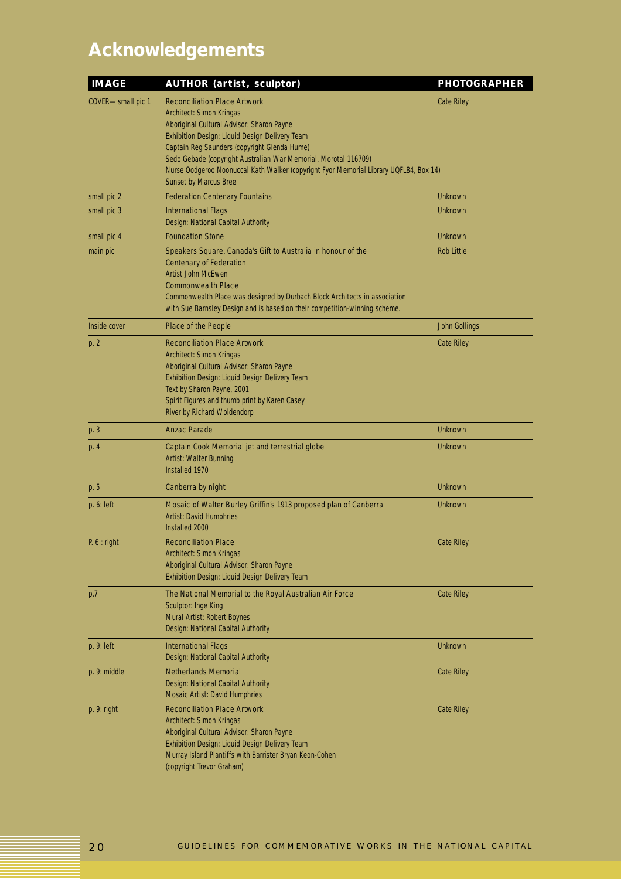# Acknowledgements

| IMAGE | AUTHOR (artist, sculptor) | PHOTOGRAPHER |
|---|---|---|
| COVER— small pic 1 | Reconciliation Place Artwork<br>Architect: Simon Kringas<br>Aboriginal Cultural Advisor: Sharon Payne<br>Exhibition Design: Liquid Design Delivery Team<br>Captain Reg Saunders (copyright Glenda Hume)<br>Sedo Gebade (copyright Australian War Memorial, Morotal 116709)<br>Nurse Oodgeroo Noonuccal Kath Walker (copyright Fyor Memorial Library UQFL84, Box 14)<br>Sunset by Marcus Bree | Cate Riley |
| small pic 2 | Federation Centenary Fountains | Unknown |
| small pic 3 | International Flags<br>Design: National Capital Authority | Unknown |
| small pic 4 | Foundation Stone | Unknown |
| main pic | Speakers Square, Canada's Gift to Australia in honour of the Centenary of Federation<br>Artist John McEwen<br>Commonwealth Place<br>Commonwealth Place was designed by Durbach Block Architects in association with Sue Barnsley Design and is based on their competition-winning scheme. | Rob Little |
| Inside cover | Place of the People | John Gollings |
| p. 2 | Reconciliation Place Artwork<br>Architect: Simon Kringas<br>Aboriginal Cultural Advisor: Sharon Payne<br>Exhibition Design: Liquid Design Delivery Team<br>Text by Sharon Payne, 2001<br>Spirit Figures and thumb print by Karen Casey<br>River by Richard Woldendorp | Cate Riley |
| p. 3 | Anzac Parade | Unknown |
| p. 4 | Captain Cook Memorial jet and terrestrial globe<br>Artist: Walter Bunning<br>Installed 1970 | Unknown |
| p. 5 | Canberra by night | Unknown |
| p. 6: left | Mosaic of Walter Burley Griffin's 1913 proposed plan of Canberra<br>Artist: David Humphries<br>Installed 2000 | Unknown |
| P. 6 : right | Reconciliation Place<br>Architect: Simon Kringas<br>Aboriginal Cultural Advisor: Sharon Payne<br>Exhibition Design: Liquid Design Delivery Team | Cate Riley |
| p.7 | The National Memorial to the Royal Australian Air Force<br>Sculptor: Inge King<br>Mural Artist: Robert Boynes<br>Design: National Capital Authority | Cate Riley |
| p. 9: left | International Flags<br>Design: National Capital Authority | Unknown |
| p. 9: middle | Netherlands Memorial<br>Design: National Capital Authority<br>Mosaic Artist: David Humphries | Cate Riley |
| p. 9: right | Reconciliation Place Artwork<br>Architect: Simon Kringas<br>Aboriginal Cultural Advisor: Sharon Payne<br>Exhibition Design: Liquid Design Delivery Team<br>Murray Island Plantiffs with Barrister Bryan Keon-Cohen<br>(copyright Trevor Graham) | Cate Riley |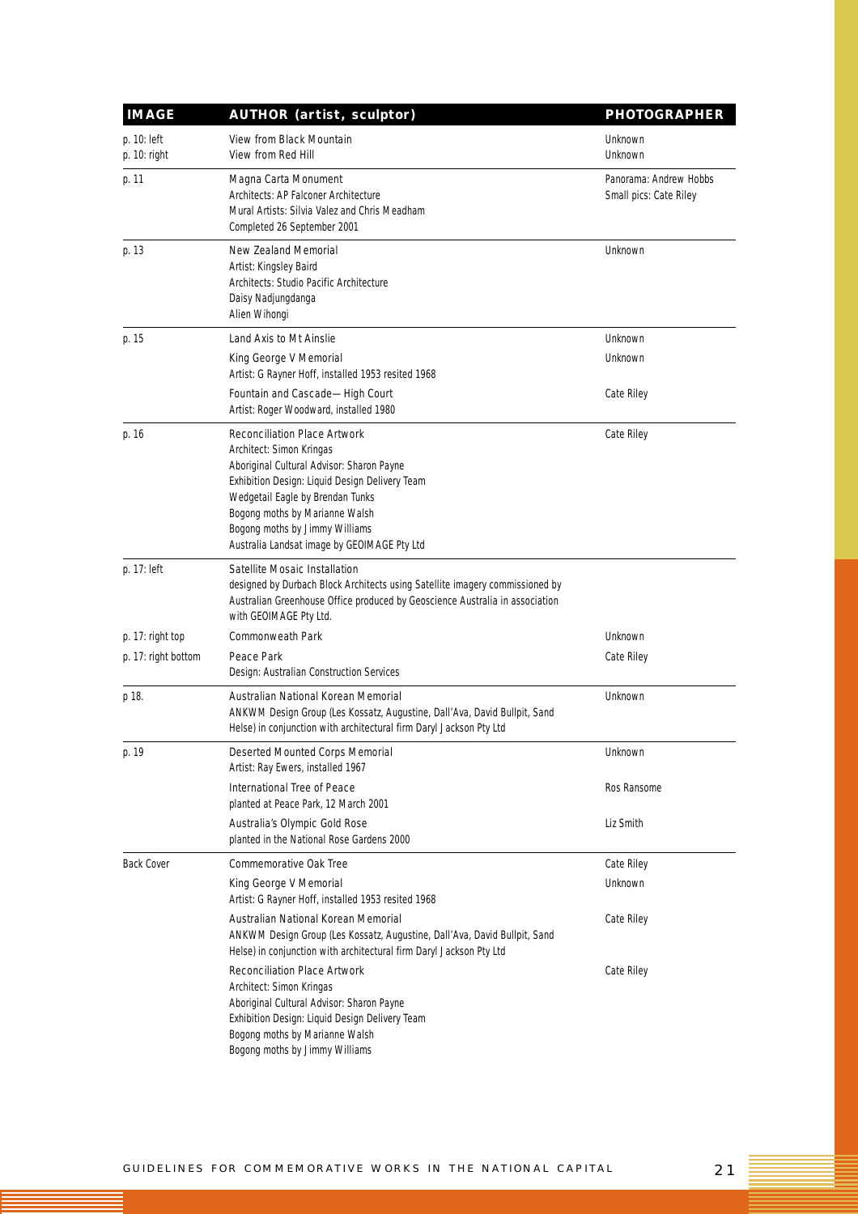| IMAGE | AUTHOR (artist, sculptor) | PHOTOGRAPHER |
|---|---|---|
| p. 10: left | View from Black Mountain | Unknown |
| p. 10: right | View from Red Hill | Unknown |
| p. 11 | Magna Carta Monument<br>Architects: AP Falconer Architecture<br>Mural Artists: Silvia Valez and Chris Meadham<br>Completed 26 September 2001 | Panorama: Andrew Hobbs<br>Small pics: Cate Riley |
| p. 13 | New Zealand Memorial<br>Artist: Kingsley Baird<br>Architects: Studio Pacific Architecture<br>Daisy Nadjungdanga<br>Alien Wihongi | Unknown |
| p. 15 | Land Axis to Mt Ainslie | Unknown |
| | King George V Memorial<br>Artist: G Rayner Hoff, installed 1953 resited 1968 | Unknown |
| | Fountain and Cascade—High Court<br>Artist: Roger Woodward, installed 1980 | Cate Riley |
| p. 16 | Reconciliation Place Artwork<br>Architect: Simon Kringas<br>Aboriginal Cultural Advisor: Sharon Payne<br>Exhibition Design: Liquid Design Delivery Team<br>Wedgetail Eagle by Brendan Tunks<br>Bogong moths by Marianne Walsh<br>Bogong moths by Jimmy Williams<br>Australia Landsat image by GEOIMAGE Pty Ltd | Cate Riley |
| p. 17: left | Satellite Mosaic Installation<br>designed by Durbach Block Architects using Satellite imagery commissioned by Australian Greenhouse Office produced by Geoscience Australia in association with GEOIMAGE Pty Ltd. | |
| p. 17: right top | Commonweath Park | Unknown |
| p. 17: right bottom | Peace Park<br>Design: Australian Construction Services | Cate Riley |
| p 18. | Australian National Korean Memorial<br>ANKWM Design Group (Les Kossatz, Augustine, Dall'Ava, David Bullpit, Sand Helse) in conjunction with architectural firm Daryl Jackson Pty Ltd | Unknown |
| p. 19 | Deserted Mounted Corps Memorial<br>Artist: Ray Ewers, installed 1967 | Unknown |
| | International Tree of Peace<br>planted at Peace Park, 12 March 2001 | Ros Ransome |
| | Australia's Olympic Gold Rose<br>planted in the National Rose Gardens 2000 | Liz Smith |
| Back Cover | Commemorative Oak Tree | Cate Riley |
| | King George V Memorial<br>Artist: G Rayner Hoff, installed 1953 resited 1968 | Unknown |
| | Australian National Korean Memorial<br>ANKWM Design Group (Les Kossatz, Augustine, Dall'Ava, David Bullpit, Sand Helse) in conjunction with architectural firm Daryl Jackson Pty Ltd | Cate Riley |
| | Reconciliation Place Artwork<br>Architect: Simon Kringas<br>Aboriginal Cultural Advisor: Sharon Payne<br>Exhibition Design: Liquid Design Delivery Team<br>Bogong moths by Marianne Walsh<br>Bogong moths by Jimmy Williams | Cate Riley |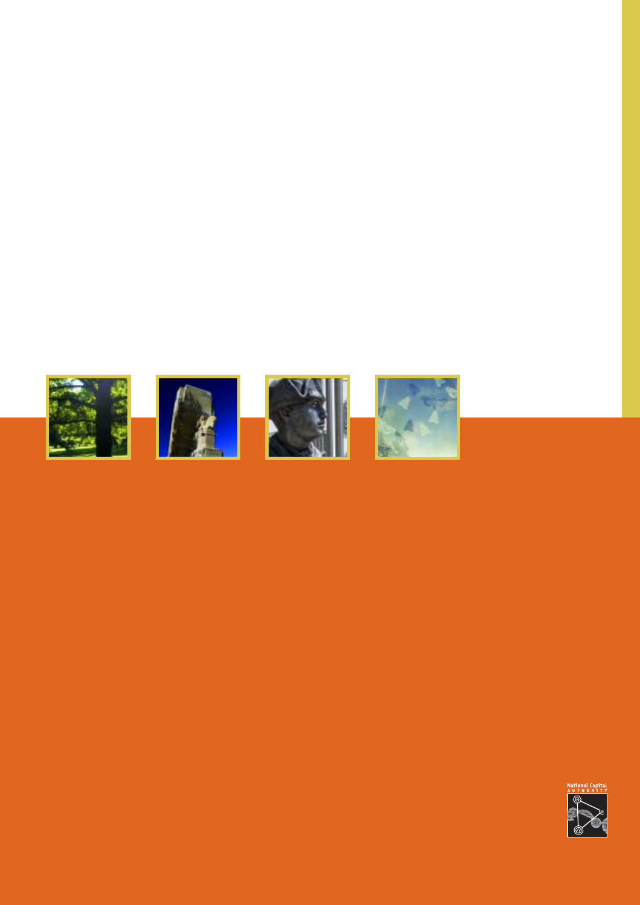National Capital AUTHORITY